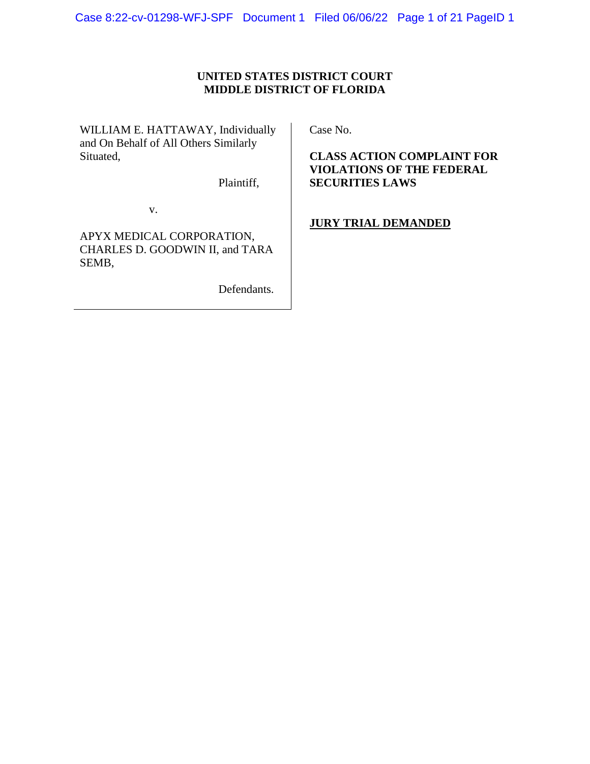**UNITED STATES DISTRICT COURT**
**MIDDLE DISTRICT OF FLORIDA**

WILLIAM E. HATTAWAY, Individually and On Behalf of All Others Similarly Situated,

Plaintiff,

v.

APYX MEDICAL CORPORATION, CHARLES D. GOODWIN II, and TARA SEMB,

Defendants.

Case No.

**CLASS ACTION COMPLAINT FOR VIOLATIONS OF THE FEDERAL SECURITIES LAWS**

**JURY TRIAL DEMANDED**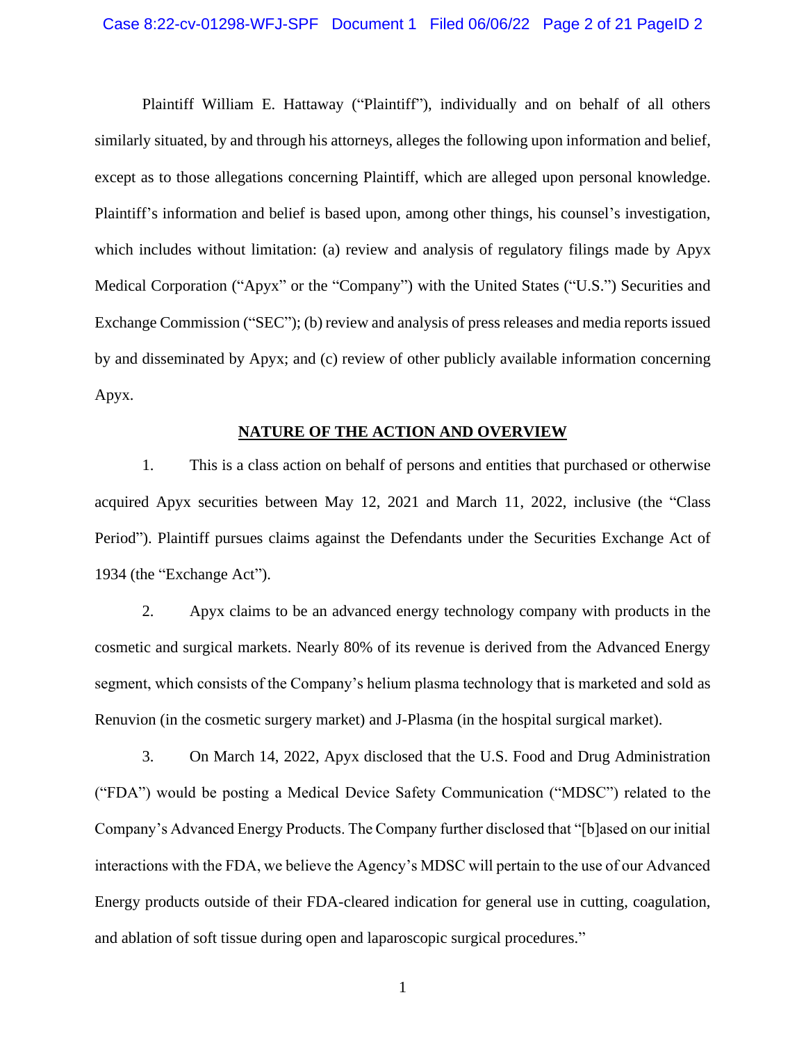Plaintiff William E. Hattaway ("Plaintiff"), individually and on behalf of all others similarly situated, by and through his attorneys, alleges the following upon information and belief, except as to those allegations concerning Plaintiff, which are alleged upon personal knowledge. Plaintiff's information and belief is based upon, among other things, his counsel's investigation, which includes without limitation: (a) review and analysis of regulatory filings made by Apyx Medical Corporation ("Apyx" or the "Company") with the United States ("U.S.") Securities and Exchange Commission ("SEC"); (b) review and analysis of press releases and media reports issued by and disseminated by Apyx; and (c) review of other publicly available information concerning Apyx.

## NATURE OF THE ACTION AND OVERVIEW

1. This is a class action on behalf of persons and entities that purchased or otherwise acquired Apyx securities between May 12, 2021 and March 11, 2022, inclusive (the "Class Period"). Plaintiff pursues claims against the Defendants under the Securities Exchange Act of 1934 (the "Exchange Act").

2. Apyx claims to be an advanced energy technology company with products in the cosmetic and surgical markets. Nearly 80% of its revenue is derived from the Advanced Energy segment, which consists of the Company's helium plasma technology that is marketed and sold as Renuvion (in the cosmetic surgery market) and J-Plasma (in the hospital surgical market).

3. On March 14, 2022, Apyx disclosed that the U.S. Food and Drug Administration ("FDA") would be posting a Medical Device Safety Communication ("MDSC") related to the Company's Advanced Energy Products. The Company further disclosed that "[b]ased on our initial interactions with the FDA, we believe the Agency's MDSC will pertain to the use of our Advanced Energy products outside of their FDA-cleared indication for general use in cutting, coagulation, and ablation of soft tissue during open and laparoscopic surgical procedures."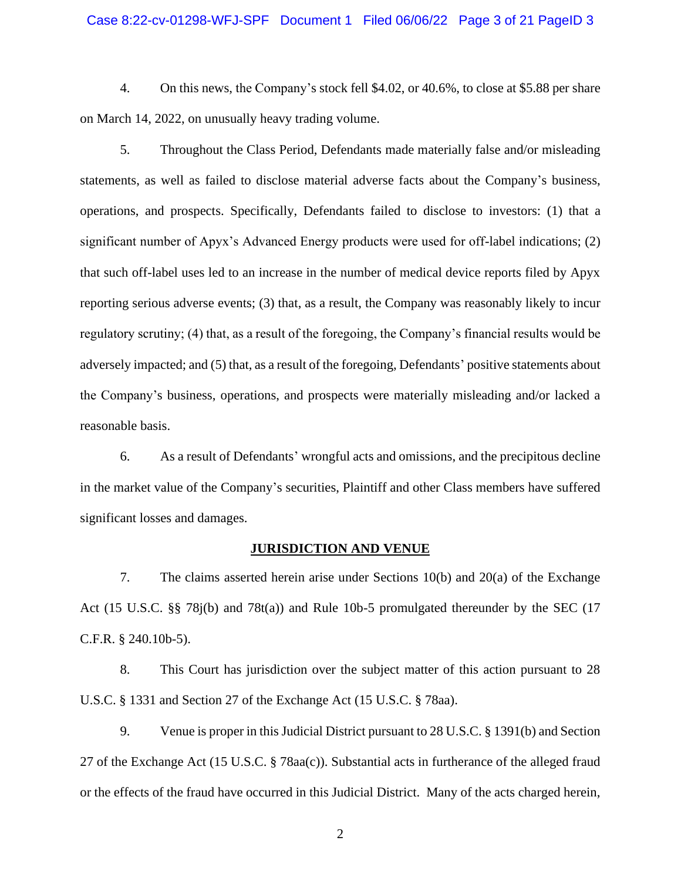4. On this news, the Company's stock fell $4.02, or 40.6%, to close at $5.88 per share on March 14, 2022, on unusually heavy trading volume.

5. Throughout the Class Period, Defendants made materially false and/or misleading statements, as well as failed to disclose material adverse facts about the Company's business, operations, and prospects. Specifically, Defendants failed to disclose to investors: (1) that a significant number of Apyx's Advanced Energy products were used for off-label indications; (2) that such off-label uses led to an increase in the number of medical device reports filed by Apyx reporting serious adverse events; (3) that, as a result, the Company was reasonably likely to incur regulatory scrutiny; (4) that, as a result of the foregoing, the Company's financial results would be adversely impacted; and (5) that, as a result of the foregoing, Defendants' positive statements about the Company's business, operations, and prospects were materially misleading and/or lacked a reasonable basis.

6. As a result of Defendants' wrongful acts and omissions, and the precipitous decline in the market value of the Company's securities, Plaintiff and other Class members have suffered significant losses and damages.

## JURISDICTION AND VENUE

7. The claims asserted herein arise under Sections 10(b) and 20(a) of the Exchange Act (15 U.S.C. §§ 78j(b) and 78t(a)) and Rule 10b-5 promulgated thereunder by the SEC (17 C.F.R. § 240.10b-5).

8. This Court has jurisdiction over the subject matter of this action pursuant to 28 U.S.C. § 1331 and Section 27 of the Exchange Act (15 U.S.C. § 78aa).

9. Venue is proper in this Judicial District pursuant to 28 U.S.C. § 1391(b) and Section 27 of the Exchange Act (15 U.S.C. § 78aa(c)). Substantial acts in furtherance of the alleged fraud or the effects of the fraud have occurred in this Judicial District. Many of the acts charged herein,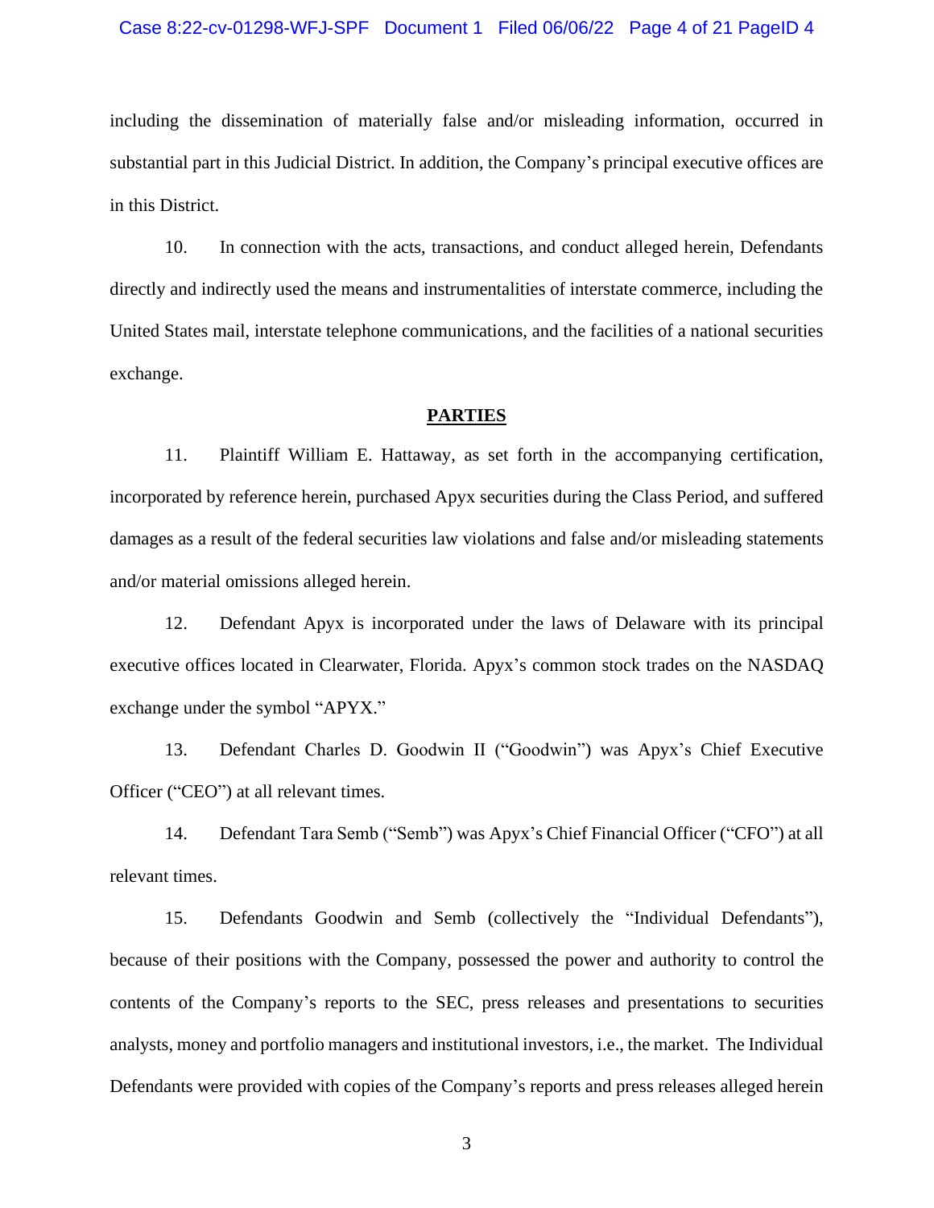including the dissemination of materially false and/or misleading information, occurred in substantial part in this Judicial District. In addition, the Company's principal executive offices are in this District.

10. In connection with the acts, transactions, and conduct alleged herein, Defendants directly and indirectly used the means and instrumentalities of interstate commerce, including the United States mail, interstate telephone communications, and the facilities of a national securities exchange.

## PARTIES

11. Plaintiff William E. Hattaway, as set forth in the accompanying certification, incorporated by reference herein, purchased Apyx securities during the Class Period, and suffered damages as a result of the federal securities law violations and false and/or misleading statements and/or material omissions alleged herein.

12. Defendant Apyx is incorporated under the laws of Delaware with its principal executive offices located in Clearwater, Florida. Apyx's common stock trades on the NASDAQ exchange under the symbol "APYX."

13. Defendant Charles D. Goodwin II ("Goodwin") was Apyx's Chief Executive Officer ("CEO") at all relevant times.

14. Defendant Tara Semb ("Semb") was Apyx's Chief Financial Officer ("CFO") at all relevant times.

15. Defendants Goodwin and Semb (collectively the "Individual Defendants"), because of their positions with the Company, possessed the power and authority to control the contents of the Company's reports to the SEC, press releases and presentations to securities analysts, money and portfolio managers and institutional investors, i.e., the market. The Individual Defendants were provided with copies of the Company's reports and press releases alleged herein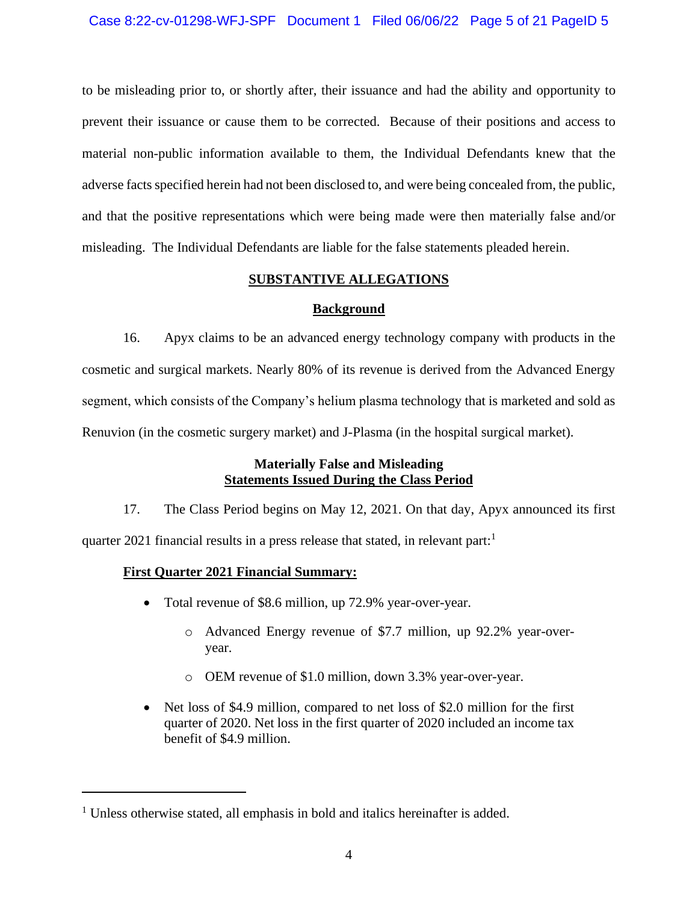to be misleading prior to, or shortly after, their issuance and had the ability and opportunity to prevent their issuance or cause them to be corrected. Because of their positions and access to material non-public information available to them, the Individual Defendants knew that the adverse facts specified herein had not been disclosed to, and were being concealed from, the public, and that the positive representations which were being made were then materially false and/or misleading. The Individual Defendants are liable for the false statements pleaded herein.

## SUBSTANTIVE ALLEGATIONS

### Background

16. Apyx claims to be an advanced energy technology company with products in the cosmetic and surgical markets. Nearly 80% of its revenue is derived from the Advanced Energy segment, which consists of the Company's helium plasma technology that is marketed and sold as Renuvion (in the cosmetic surgery market) and J-Plasma (in the hospital surgical market).

### Materially False and Misleading Statements Issued During the Class Period

17. The Class Period begins on May 12, 2021. On that day, Apyx announced its first quarter 2021 financial results in a press release that stated, in relevant part:[1]

**First Quarter 2021 Financial Summary:**

- Total revenue of $8.6 million, up 72.9% year-over-year.
  - Advanced Energy revenue of $7.7 million, up 92.2% year-over-year.
  - OEM revenue of $1.0 million, down 3.3% year-over-year.
- Net loss of $4.9 million, compared to net loss of $2.0 million for the first quarter of 2020. Net loss in the first quarter of 2020 included an income tax benefit of $4.9 million.

---

[1] Unless otherwise stated, all emphasis in bold and italics hereinafter is added.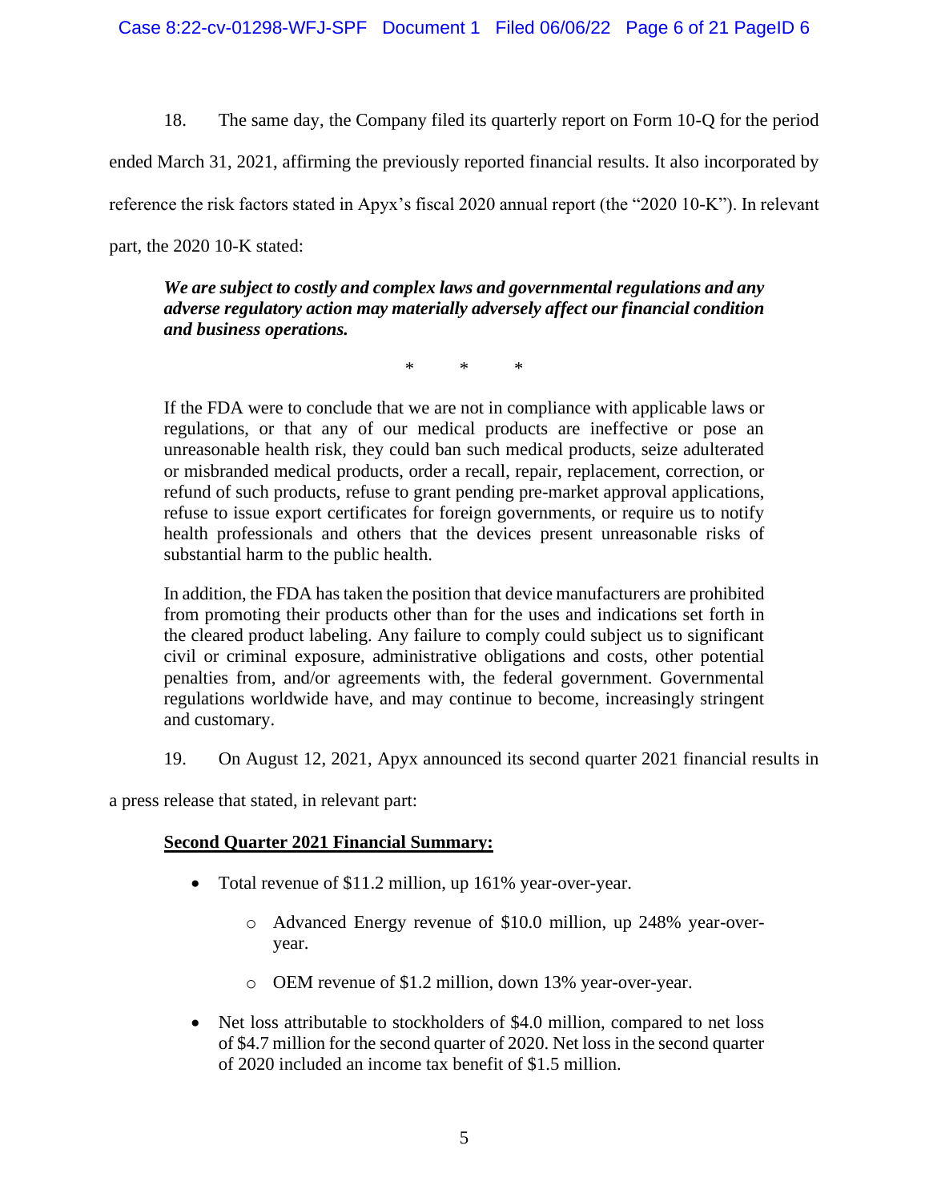18. The same day, the Company filed its quarterly report on Form 10-Q for the period ended March 31, 2021, affirming the previously reported financial results. It also incorporated by reference the risk factors stated in Apyx's fiscal 2020 annual report (the "2020 10-K"). In relevant part, the 2020 10-K stated:

> ***We are subject to costly and complex laws and governmental regulations and any adverse regulatory action may materially adversely affect our financial condition and business operations.***
>
> \* \* \*
>
> If the FDA were to conclude that we are not in compliance with applicable laws or regulations, or that any of our medical products are ineffective or pose an unreasonable health risk, they could ban such medical products, seize adulterated or misbranded medical products, order a recall, repair, replacement, correction, or refund of such products, refuse to grant pending pre-market approval applications, refuse to issue export certificates for foreign governments, or require us to notify health professionals and others that the devices present unreasonable risks of substantial harm to the public health.
>
> In addition, the FDA has taken the position that device manufacturers are prohibited from promoting their products other than for the uses and indications set forth in the cleared product labeling. Any failure to comply could subject us to significant civil or criminal exposure, administrative obligations and costs, other potential penalties from, and/or agreements with, the federal government. Governmental regulations worldwide have, and may continue to become, increasingly stringent and customary.

19. On August 12, 2021, Apyx announced its second quarter 2021 financial results in a press release that stated, in relevant part:

> **<u>Second Quarter 2021 Financial Summary:</u>**
>
> - Total revenue of $11.2 million, up 161% year-over-year.
>   - Advanced Energy revenue of $10.0 million, up 248% year-over-year.
>   - OEM revenue of $1.2 million, down 13% year-over-year.
> - Net loss attributable to stockholders of $4.0 million, compared to net loss of $4.7 million for the second quarter of 2020. Net loss in the second quarter of 2020 included an income tax benefit of $1.5 million.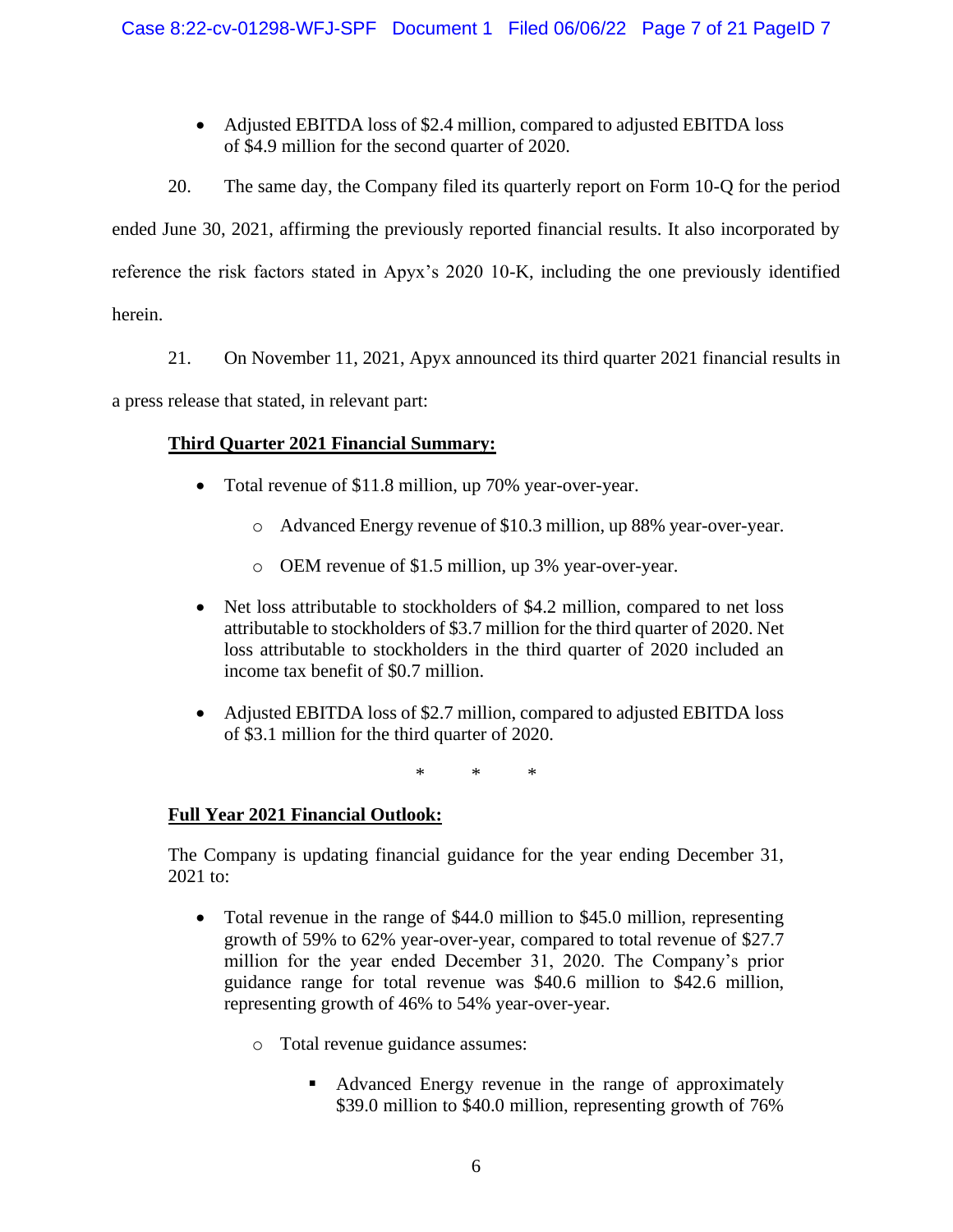- Adjusted EBITDA loss of $2.4 million, compared to adjusted EBITDA loss of $4.9 million for the second quarter of 2020.

20. The same day, the Company filed its quarterly report on Form 10-Q for the period ended June 30, 2021, affirming the previously reported financial results. It also incorporated by reference the risk factors stated in Apyx's 2020 10-K, including the one previously identified herein.

21. On November 11, 2021, Apyx announced its third quarter 2021 financial results in a press release that stated, in relevant part:

> **<u>Third Quarter 2021 Financial Summary:</u>**
>
> - Total revenue of $11.8 million, up 70% year-over-year.
>   - Advanced Energy revenue of $10.3 million, up 88% year-over-year.
>   - OEM revenue of $1.5 million, up 3% year-over-year.
> - Net loss attributable to stockholders of $4.2 million, compared to net loss attributable to stockholders of $3.7 million for the third quarter of 2020. Net loss attributable to stockholders in the third quarter of 2020 included an income tax benefit of $0.7 million.
> - Adjusted EBITDA loss of $2.7 million, compared to adjusted EBITDA loss of $3.1 million for the third quarter of 2020.
>
> \* \* \*
>
> **<u>Full Year 2021 Financial Outlook:</u>**
>
> The Company is updating financial guidance for the year ending December 31, 2021 to:
>
> - Total revenue in the range of $44.0 million to $45.0 million, representing growth of 59% to 62% year-over-year, compared to total revenue of $27.7 million for the year ended December 31, 2020. The Company's prior guidance range for total revenue was $40.6 million to $42.6 million, representing growth of 46% to 54% year-over-year.
>   - Total revenue guidance assumes:
>     - Advanced Energy revenue in the range of approximately $39.0 million to $40.0 million, representing growth of 76%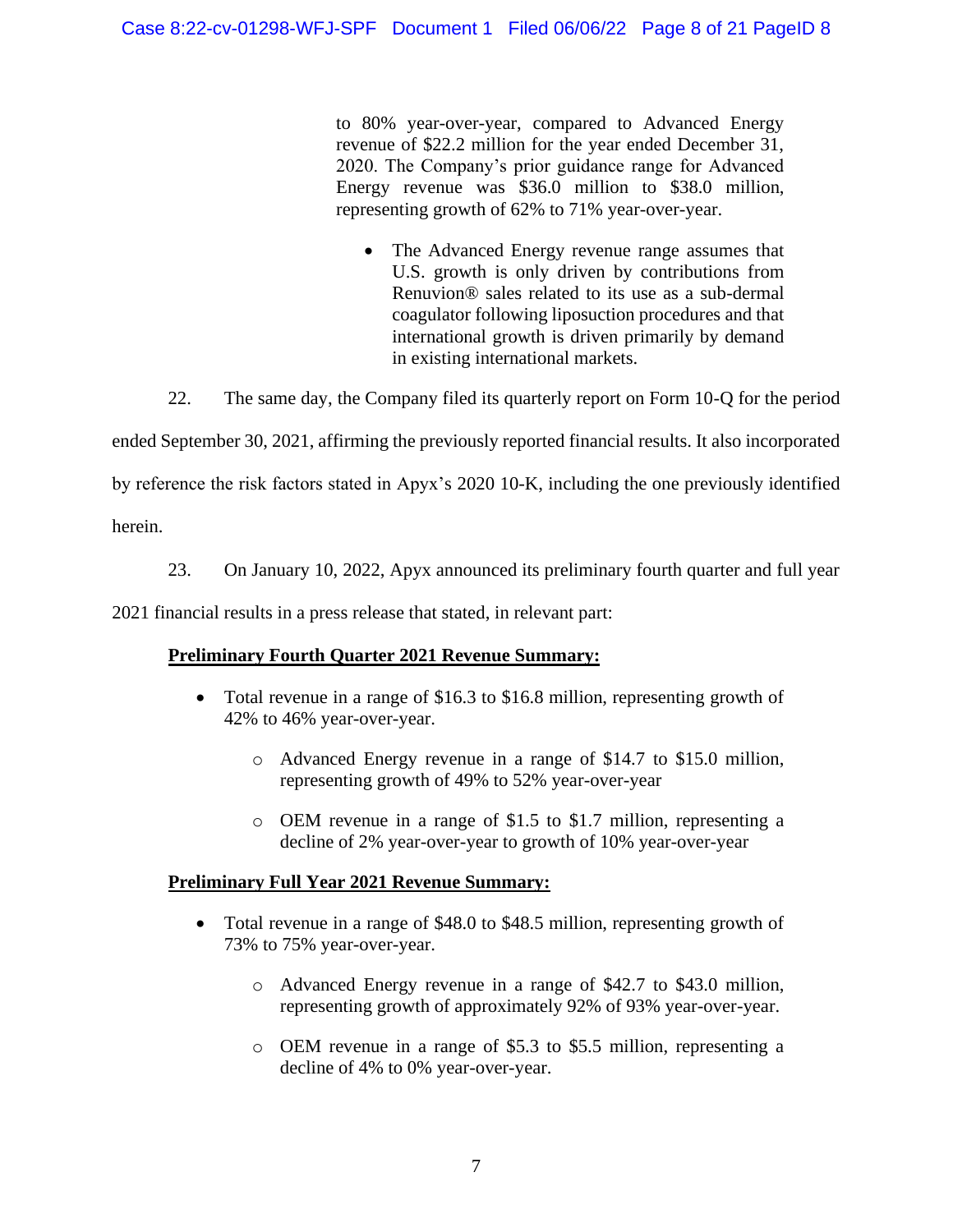> to 80% year-over-year, compared to Advanced Energy revenue of $22.2 million for the year ended December 31, 2020. The Company's prior guidance range for Advanced Energy revenue was $36.0 million to $38.0 million, representing growth of 62% to 71% year-over-year.
>
> - The Advanced Energy revenue range assumes that U.S. growth is only driven by contributions from Renuvion® sales related to its use as a sub-dermal coagulator following liposuction procedures and that international growth is driven primarily by demand in existing international markets.

22. The same day, the Company filed its quarterly report on Form 10-Q for the period ended September 30, 2021, affirming the previously reported financial results. It also incorporated by reference the risk factors stated in Apyx's 2020 10-K, including the one previously identified herein.

23. On January 10, 2022, Apyx announced its preliminary fourth quarter and full year 2021 financial results in a press release that stated, in relevant part:

> **<u>Preliminary Fourth Quarter 2021 Revenue Summary:</u>**
>
> - Total revenue in a range of $16.3 to $16.8 million, representing growth of 42% to 46% year-over-year.
>   - Advanced Energy revenue in a range of $14.7 to $15.0 million, representing growth of 49% to 52% year-over-year
>   - OEM revenue in a range of $1.5 to $1.7 million, representing a decline of 2% year-over-year to growth of 10% year-over-year
>
> **<u>Preliminary Full Year 2021 Revenue Summary:</u>**
>
> - Total revenue in a range of $48.0 to $48.5 million, representing growth of 73% to 75% year-over-year.
>   - Advanced Energy revenue in a range of $42.7 to $43.0 million, representing growth of approximately 92% of 93% year-over-year.
>   - OEM revenue in a range of $5.3 to $5.5 million, representing a decline of 4% to 0% year-over-year.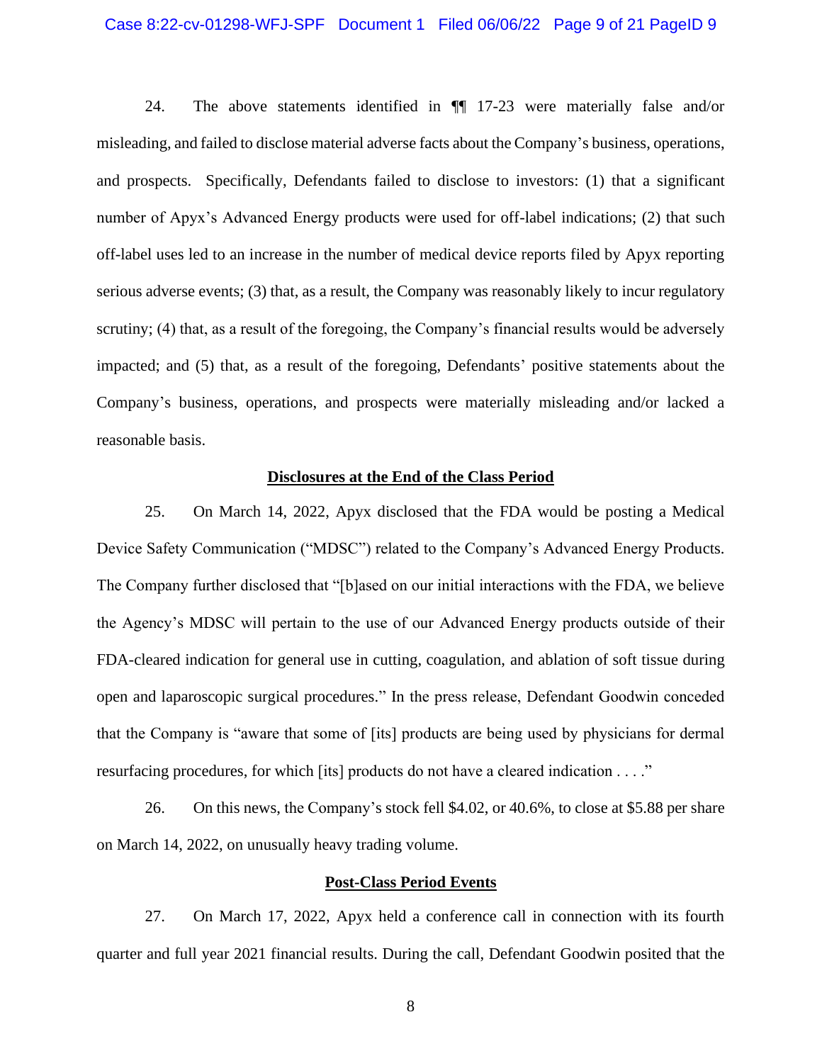24. The above statements identified in ¶¶ 17-23 were materially false and/or misleading, and failed to disclose material adverse facts about the Company's business, operations, and prospects. Specifically, Defendants failed to disclose to investors: (1) that a significant number of Apyx's Advanced Energy products were used for off-label indications; (2) that such off-label uses led to an increase in the number of medical device reports filed by Apyx reporting serious adverse events; (3) that, as a result, the Company was reasonably likely to incur regulatory scrutiny; (4) that, as a result of the foregoing, the Company's financial results would be adversely impacted; and (5) that, as a result of the foregoing, Defendants' positive statements about the Company's business, operations, and prospects were materially misleading and/or lacked a reasonable basis.

**Disclosures at the End of the Class Period**

25. On March 14, 2022, Apyx disclosed that the FDA would be posting a Medical Device Safety Communication ("MDSC") related to the Company's Advanced Energy Products. The Company further disclosed that "[b]ased on our initial interactions with the FDA, we believe the Agency's MDSC will pertain to the use of our Advanced Energy products outside of their FDA-cleared indication for general use in cutting, coagulation, and ablation of soft tissue during open and laparoscopic surgical procedures." In the press release, Defendant Goodwin conceded that the Company is "aware that some of [its] products are being used by physicians for dermal resurfacing procedures, for which [its] products do not have a cleared indication . . . ."

26. On this news, the Company's stock fell $4.02, or 40.6%, to close at $5.88 per share on March 14, 2022, on unusually heavy trading volume.

**Post-Class Period Events**

27. On March 17, 2022, Apyx held a conference call in connection with its fourth quarter and full year 2021 financial results. During the call, Defendant Goodwin posited that the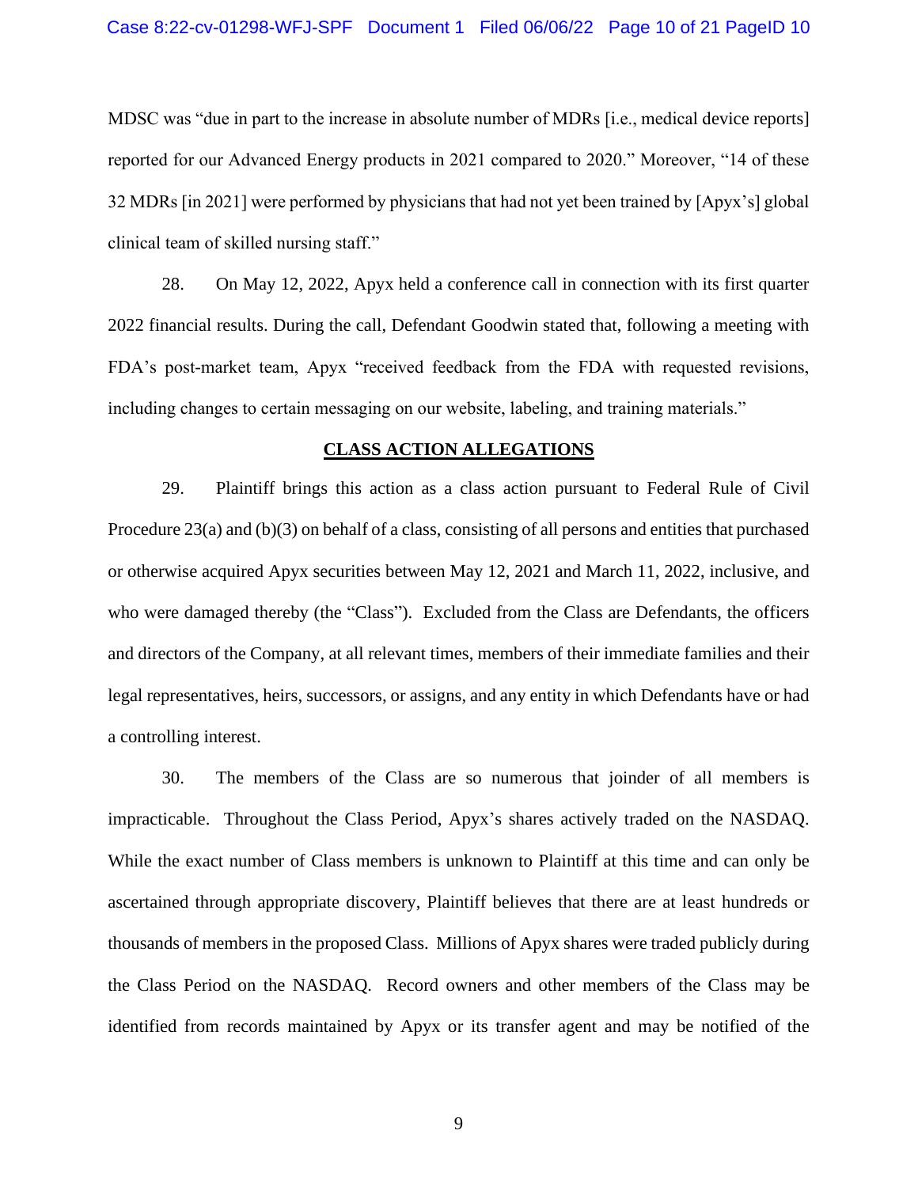MDSC was "due in part to the increase in absolute number of MDRs [i.e., medical device reports] reported for our Advanced Energy products in 2021 compared to 2020." Moreover, "14 of these 32 MDRs [in 2021] were performed by physicians that had not yet been trained by [Apyx's] global clinical team of skilled nursing staff."

28. On May 12, 2022, Apyx held a conference call in connection with its first quarter 2022 financial results. During the call, Defendant Goodwin stated that, following a meeting with FDA's post-market team, Apyx "received feedback from the FDA with requested revisions, including changes to certain messaging on our website, labeling, and training materials."

## CLASS ACTION ALLEGATIONS

29. Plaintiff brings this action as a class action pursuant to Federal Rule of Civil Procedure 23(a) and (b)(3) on behalf of a class, consisting of all persons and entities that purchased or otherwise acquired Apyx securities between May 12, 2021 and March 11, 2022, inclusive, and who were damaged thereby (the "Class"). Excluded from the Class are Defendants, the officers and directors of the Company, at all relevant times, members of their immediate families and their legal representatives, heirs, successors, or assigns, and any entity in which Defendants have or had a controlling interest.

30. The members of the Class are so numerous that joinder of all members is impracticable. Throughout the Class Period, Apyx's shares actively traded on the NASDAQ. While the exact number of Class members is unknown to Plaintiff at this time and can only be ascertained through appropriate discovery, Plaintiff believes that there are at least hundreds or thousands of members in the proposed Class. Millions of Apyx shares were traded publicly during the Class Period on the NASDAQ. Record owners and other members of the Class may be identified from records maintained by Apyx or its transfer agent and may be notified of the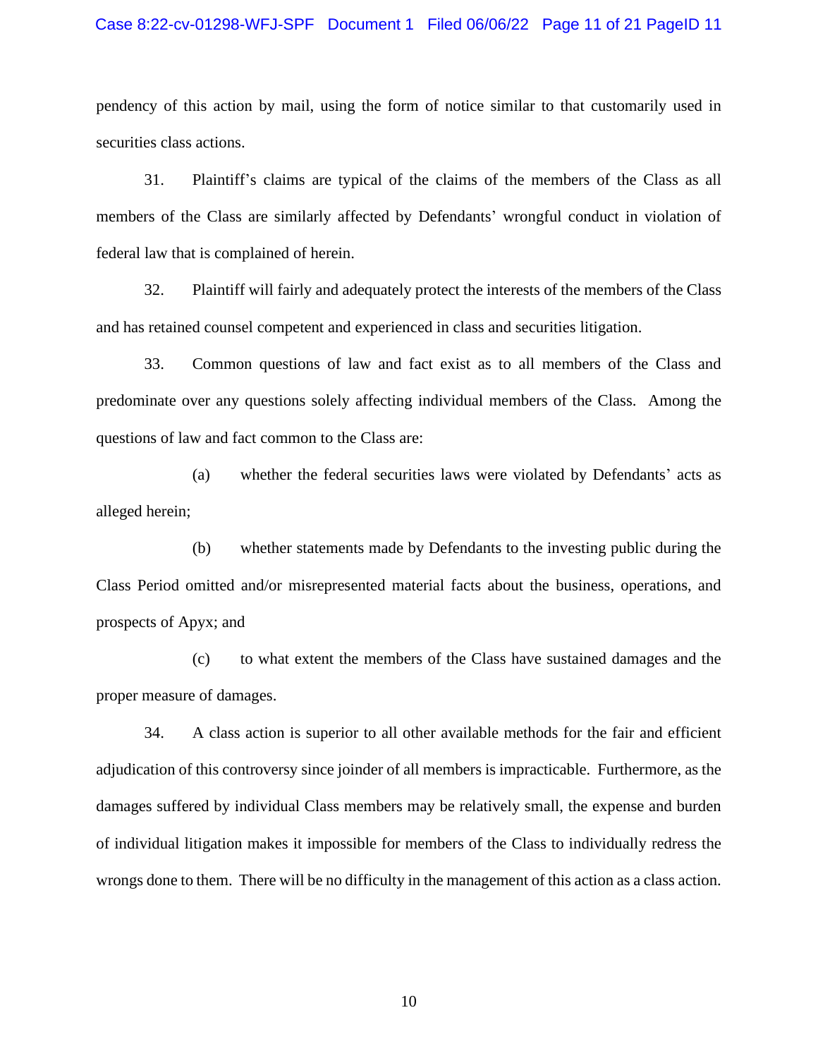pendency of this action by mail, using the form of notice similar to that customarily used in securities class actions.

31. Plaintiff's claims are typical of the claims of the members of the Class as all members of the Class are similarly affected by Defendants' wrongful conduct in violation of federal law that is complained of herein.

32. Plaintiff will fairly and adequately protect the interests of the members of the Class and has retained counsel competent and experienced in class and securities litigation.

33. Common questions of law and fact exist as to all members of the Class and predominate over any questions solely affecting individual members of the Class. Among the questions of law and fact common to the Class are:

(a) whether the federal securities laws were violated by Defendants' acts as alleged herein;

(b) whether statements made by Defendants to the investing public during the Class Period omitted and/or misrepresented material facts about the business, operations, and prospects of Apyx; and

(c) to what extent the members of the Class have sustained damages and the proper measure of damages.

34. A class action is superior to all other available methods for the fair and efficient adjudication of this controversy since joinder of all members is impracticable. Furthermore, as the damages suffered by individual Class members may be relatively small, the expense and burden of individual litigation makes it impossible for members of the Class to individually redress the wrongs done to them. There will be no difficulty in the management of this action as a class action.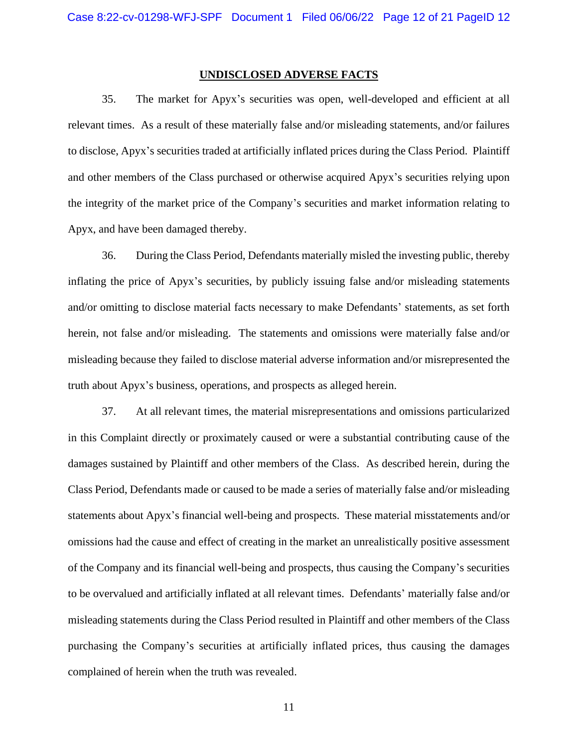## UNDISCLOSED ADVERSE FACTS

35. The market for Apyx's securities was open, well-developed and efficient at all relevant times. As a result of these materially false and/or misleading statements, and/or failures to disclose, Apyx's securities traded at artificially inflated prices during the Class Period. Plaintiff and other members of the Class purchased or otherwise acquired Apyx's securities relying upon the integrity of the market price of the Company's securities and market information relating to Apyx, and have been damaged thereby.

36. During the Class Period, Defendants materially misled the investing public, thereby inflating the price of Apyx's securities, by publicly issuing false and/or misleading statements and/or omitting to disclose material facts necessary to make Defendants' statements, as set forth herein, not false and/or misleading. The statements and omissions were materially false and/or misleading because they failed to disclose material adverse information and/or misrepresented the truth about Apyx's business, operations, and prospects as alleged herein.

37. At all relevant times, the material misrepresentations and omissions particularized in this Complaint directly or proximately caused or were a substantial contributing cause of the damages sustained by Plaintiff and other members of the Class. As described herein, during the Class Period, Defendants made or caused to be made a series of materially false and/or misleading statements about Apyx's financial well-being and prospects. These material misstatements and/or omissions had the cause and effect of creating in the market an unrealistically positive assessment of the Company and its financial well-being and prospects, thus causing the Company's securities to be overvalued and artificially inflated at all relevant times. Defendants' materially false and/or misleading statements during the Class Period resulted in Plaintiff and other members of the Class purchasing the Company's securities at artificially inflated prices, thus causing the damages complained of herein when the truth was revealed.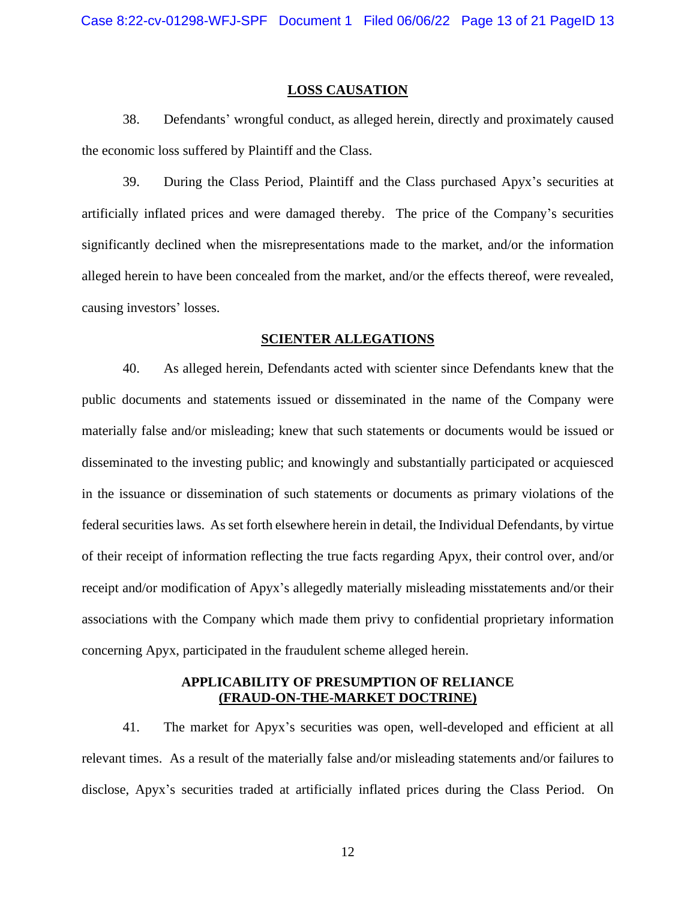## LOSS CAUSATION

38. Defendants' wrongful conduct, as alleged herein, directly and proximately caused the economic loss suffered by Plaintiff and the Class.

39. During the Class Period, Plaintiff and the Class purchased Apyx's securities at artificially inflated prices and were damaged thereby. The price of the Company's securities significantly declined when the misrepresentations made to the market, and/or the information alleged herein to have been concealed from the market, and/or the effects thereof, were revealed, causing investors' losses.

## SCIENTER ALLEGATIONS

40. As alleged herein, Defendants acted with scienter since Defendants knew that the public documents and statements issued or disseminated in the name of the Company were materially false and/or misleading; knew that such statements or documents would be issued or disseminated to the investing public; and knowingly and substantially participated or acquiesced in the issuance or dissemination of such statements or documents as primary violations of the federal securities laws. As set forth elsewhere herein in detail, the Individual Defendants, by virtue of their receipt of information reflecting the true facts regarding Apyx, their control over, and/or receipt and/or modification of Apyx's allegedly materially misleading misstatements and/or their associations with the Company which made them privy to confidential proprietary information concerning Apyx, participated in the fraudulent scheme alleged herein.

## APPLICABILITY OF PRESUMPTION OF RELIANCE (FRAUD-ON-THE-MARKET DOCTRINE)

41. The market for Apyx's securities was open, well-developed and efficient at all relevant times. As a result of the materially false and/or misleading statements and/or failures to disclose, Apyx's securities traded at artificially inflated prices during the Class Period. On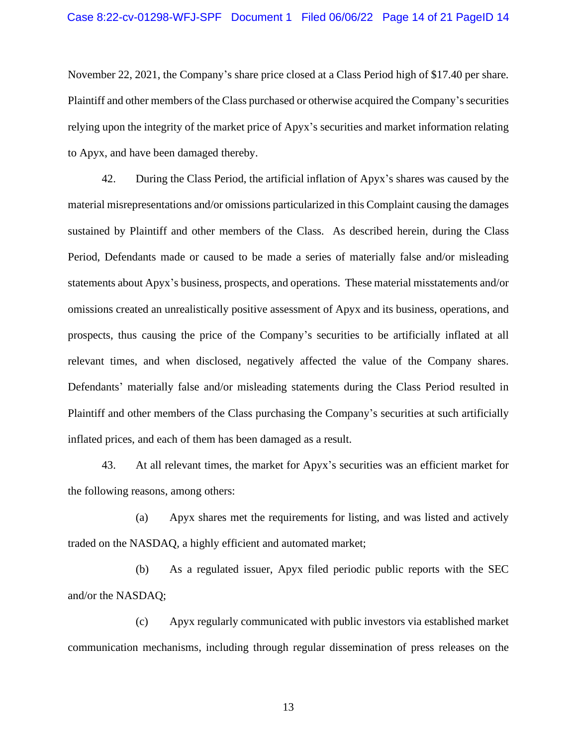November 22, 2021, the Company's share price closed at a Class Period high of $17.40 per share. Plaintiff and other members of the Class purchased or otherwise acquired the Company's securities relying upon the integrity of the market price of Apyx's securities and market information relating to Apyx, and have been damaged thereby.

42. During the Class Period, the artificial inflation of Apyx's shares was caused by the material misrepresentations and/or omissions particularized in this Complaint causing the damages sustained by Plaintiff and other members of the Class. As described herein, during the Class Period, Defendants made or caused to be made a series of materially false and/or misleading statements about Apyx's business, prospects, and operations. These material misstatements and/or omissions created an unrealistically positive assessment of Apyx and its business, operations, and prospects, thus causing the price of the Company's securities to be artificially inflated at all relevant times, and when disclosed, negatively affected the value of the Company shares. Defendants' materially false and/or misleading statements during the Class Period resulted in Plaintiff and other members of the Class purchasing the Company's securities at such artificially inflated prices, and each of them has been damaged as a result.

43. At all relevant times, the market for Apyx's securities was an efficient market for the following reasons, among others:

(a) Apyx shares met the requirements for listing, and was listed and actively traded on the NASDAQ, a highly efficient and automated market;

(b) As a regulated issuer, Apyx filed periodic public reports with the SEC and/or the NASDAQ;

(c) Apyx regularly communicated with public investors via established market communication mechanisms, including through regular dissemination of press releases on the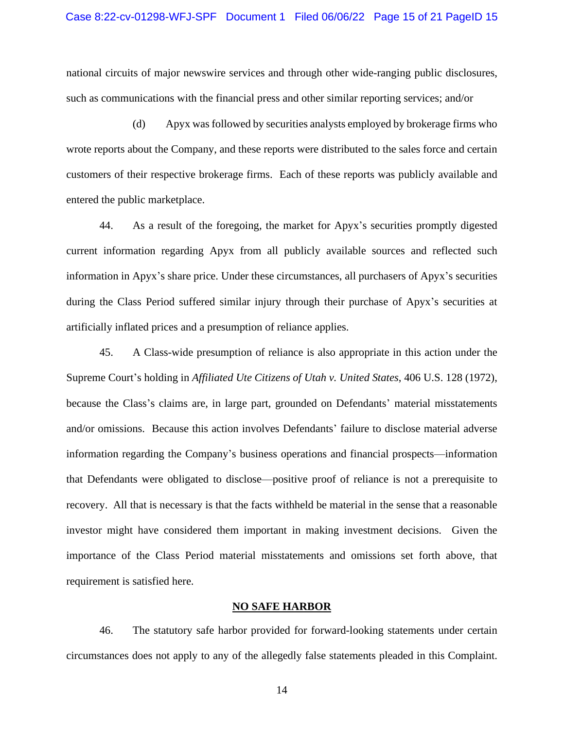national circuits of major newswire services and through other wide-ranging public disclosures, such as communications with the financial press and other similar reporting services; and/or

(d) Apyx was followed by securities analysts employed by brokerage firms who wrote reports about the Company, and these reports were distributed to the sales force and certain customers of their respective brokerage firms. Each of these reports was publicly available and entered the public marketplace.

44. As a result of the foregoing, the market for Apyx's securities promptly digested current information regarding Apyx from all publicly available sources and reflected such information in Apyx's share price. Under these circumstances, all purchasers of Apyx's securities during the Class Period suffered similar injury through their purchase of Apyx's securities at artificially inflated prices and a presumption of reliance applies.

45. A Class-wide presumption of reliance is also appropriate in this action under the Supreme Court's holding in *Affiliated Ute Citizens of Utah v. United States*, 406 U.S. 128 (1972), because the Class's claims are, in large part, grounded on Defendants' material misstatements and/or omissions. Because this action involves Defendants' failure to disclose material adverse information regarding the Company's business operations and financial prospects—information that Defendants were obligated to disclose—positive proof of reliance is not a prerequisite to recovery. All that is necessary is that the facts withheld be material in the sense that a reasonable investor might have considered them important in making investment decisions. Given the importance of the Class Period material misstatements and omissions set forth above, that requirement is satisfied here.

## NO SAFE HARBOR

46. The statutory safe harbor provided for forward-looking statements under certain circumstances does not apply to any of the allegedly false statements pleaded in this Complaint.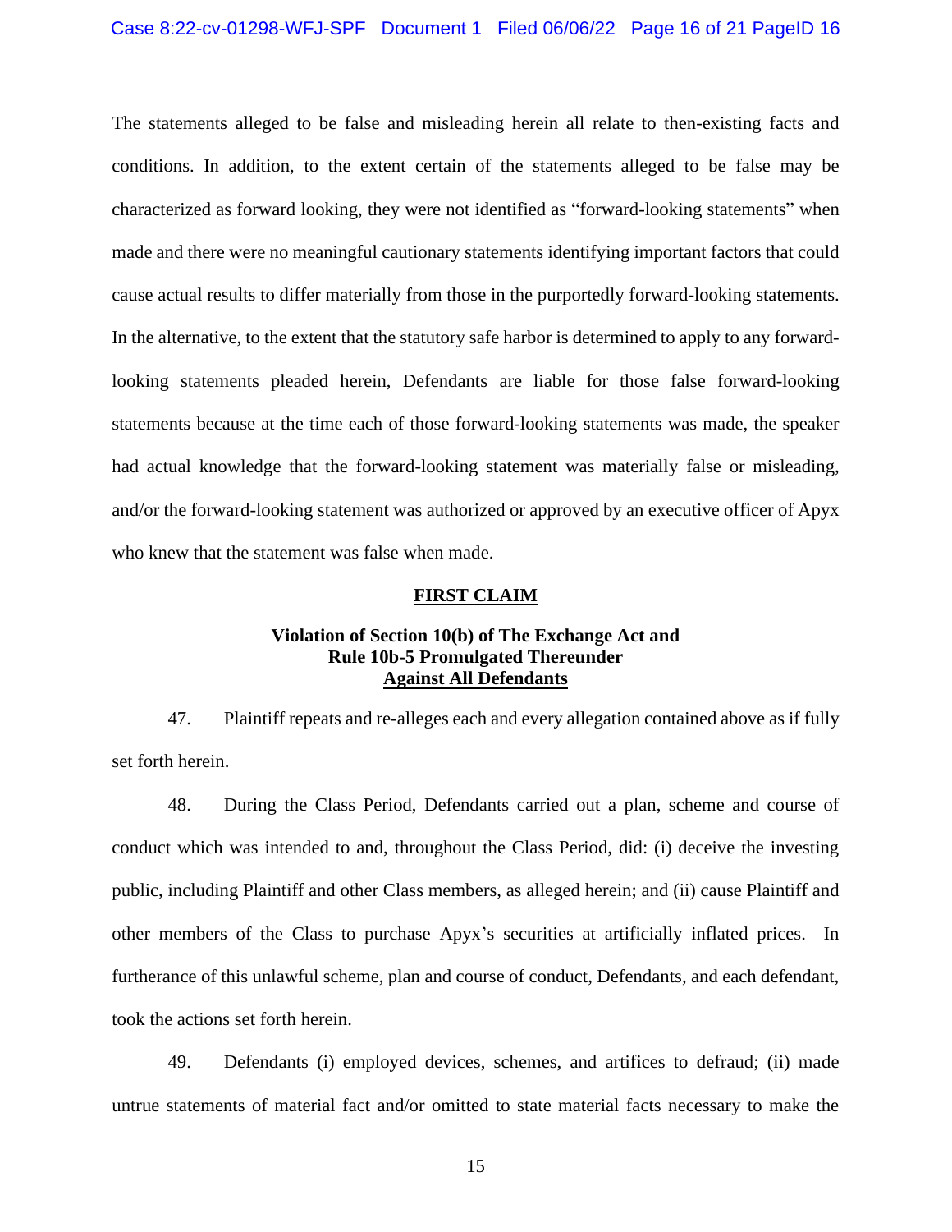The statements alleged to be false and misleading herein all relate to then-existing facts and conditions. In addition, to the extent certain of the statements alleged to be false may be characterized as forward looking, they were not identified as "forward-looking statements" when made and there were no meaningful cautionary statements identifying important factors that could cause actual results to differ materially from those in the purportedly forward-looking statements. In the alternative, to the extent that the statutory safe harbor is determined to apply to any forward-looking statements pleaded herein, Defendants are liable for those false forward-looking statements because at the time each of those forward-looking statements was made, the speaker had actual knowledge that the forward-looking statement was materially false or misleading, and/or the forward-looking statement was authorized or approved by an executive officer of Apyx who knew that the statement was false when made.

## FIRST CLAIM

### Violation of Section 10(b) of The Exchange Act and Rule 10b-5 Promulgated Thereunder Against All Defendants

47. Plaintiff repeats and re-alleges each and every allegation contained above as if fully set forth herein.

48. During the Class Period, Defendants carried out a plan, scheme and course of conduct which was intended to and, throughout the Class Period, did: (i) deceive the investing public, including Plaintiff and other Class members, as alleged herein; and (ii) cause Plaintiff and other members of the Class to purchase Apyx's securities at artificially inflated prices. In furtherance of this unlawful scheme, plan and course of conduct, Defendants, and each defendant, took the actions set forth herein.

49. Defendants (i) employed devices, schemes, and artifices to defraud; (ii) made untrue statements of material fact and/or omitted to state material facts necessary to make the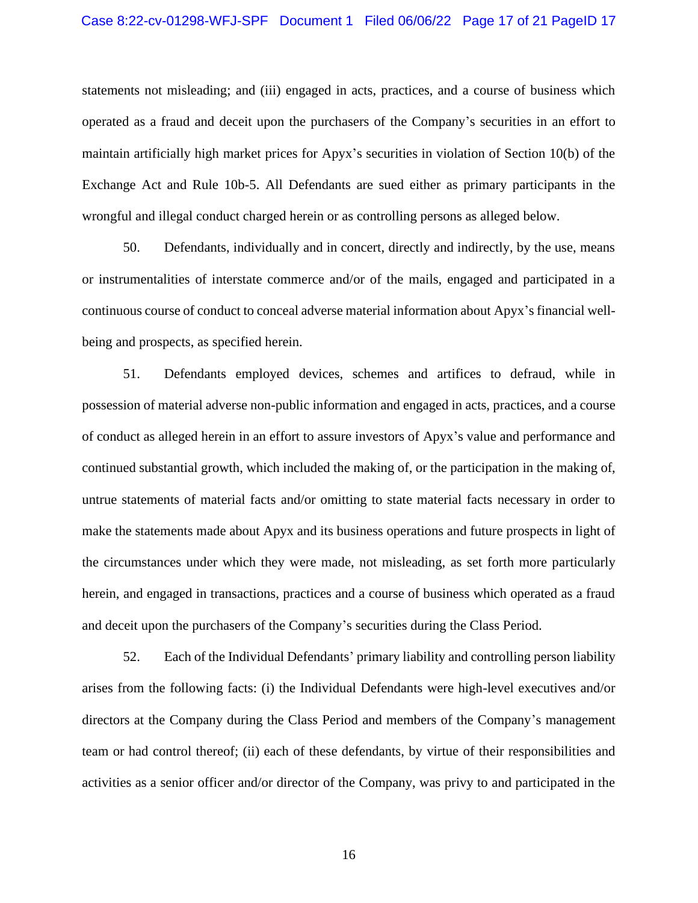statements not misleading; and (iii) engaged in acts, practices, and a course of business which operated as a fraud and deceit upon the purchasers of the Company's securities in an effort to maintain artificially high market prices for Apyx's securities in violation of Section 10(b) of the Exchange Act and Rule 10b-5. All Defendants are sued either as primary participants in the wrongful and illegal conduct charged herein or as controlling persons as alleged below.

50. Defendants, individually and in concert, directly and indirectly, by the use, means or instrumentalities of interstate commerce and/or of the mails, engaged and participated in a continuous course of conduct to conceal adverse material information about Apyx's financial well-being and prospects, as specified herein.

51. Defendants employed devices, schemes and artifices to defraud, while in possession of material adverse non-public information and engaged in acts, practices, and a course of conduct as alleged herein in an effort to assure investors of Apyx's value and performance and continued substantial growth, which included the making of, or the participation in the making of, untrue statements of material facts and/or omitting to state material facts necessary in order to make the statements made about Apyx and its business operations and future prospects in light of the circumstances under which they were made, not misleading, as set forth more particularly herein, and engaged in transactions, practices and a course of business which operated as a fraud and deceit upon the purchasers of the Company's securities during the Class Period.

52. Each of the Individual Defendants' primary liability and controlling person liability arises from the following facts: (i) the Individual Defendants were high-level executives and/or directors at the Company during the Class Period and members of the Company's management team or had control thereof; (ii) each of these defendants, by virtue of their responsibilities and activities as a senior officer and/or director of the Company, was privy to and participated in the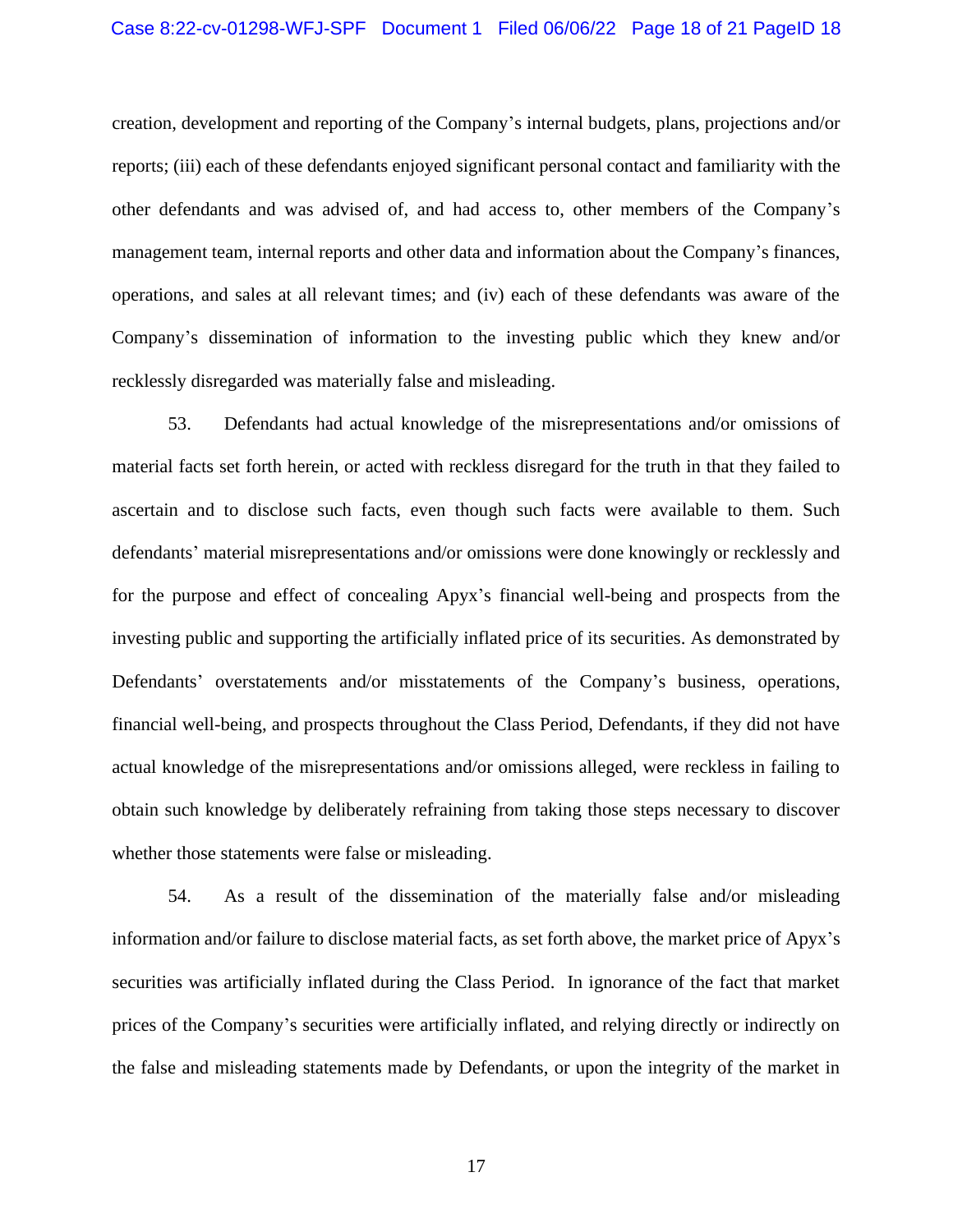creation, development and reporting of the Company's internal budgets, plans, projections and/or reports; (iii) each of these defendants enjoyed significant personal contact and familiarity with the other defendants and was advised of, and had access to, other members of the Company's management team, internal reports and other data and information about the Company's finances, operations, and sales at all relevant times; and (iv) each of these defendants was aware of the Company's dissemination of information to the investing public which they knew and/or recklessly disregarded was materially false and misleading.

53. Defendants had actual knowledge of the misrepresentations and/or omissions of material facts set forth herein, or acted with reckless disregard for the truth in that they failed to ascertain and to disclose such facts, even though such facts were available to them. Such defendants' material misrepresentations and/or omissions were done knowingly or recklessly and for the purpose and effect of concealing Apyx's financial well-being and prospects from the investing public and supporting the artificially inflated price of its securities. As demonstrated by Defendants' overstatements and/or misstatements of the Company's business, operations, financial well-being, and prospects throughout the Class Period, Defendants, if they did not have actual knowledge of the misrepresentations and/or omissions alleged, were reckless in failing to obtain such knowledge by deliberately refraining from taking those steps necessary to discover whether those statements were false or misleading.

54. As a result of the dissemination of the materially false and/or misleading information and/or failure to disclose material facts, as set forth above, the market price of Apyx's securities was artificially inflated during the Class Period. In ignorance of the fact that market prices of the Company's securities were artificially inflated, and relying directly or indirectly on the false and misleading statements made by Defendants, or upon the integrity of the market in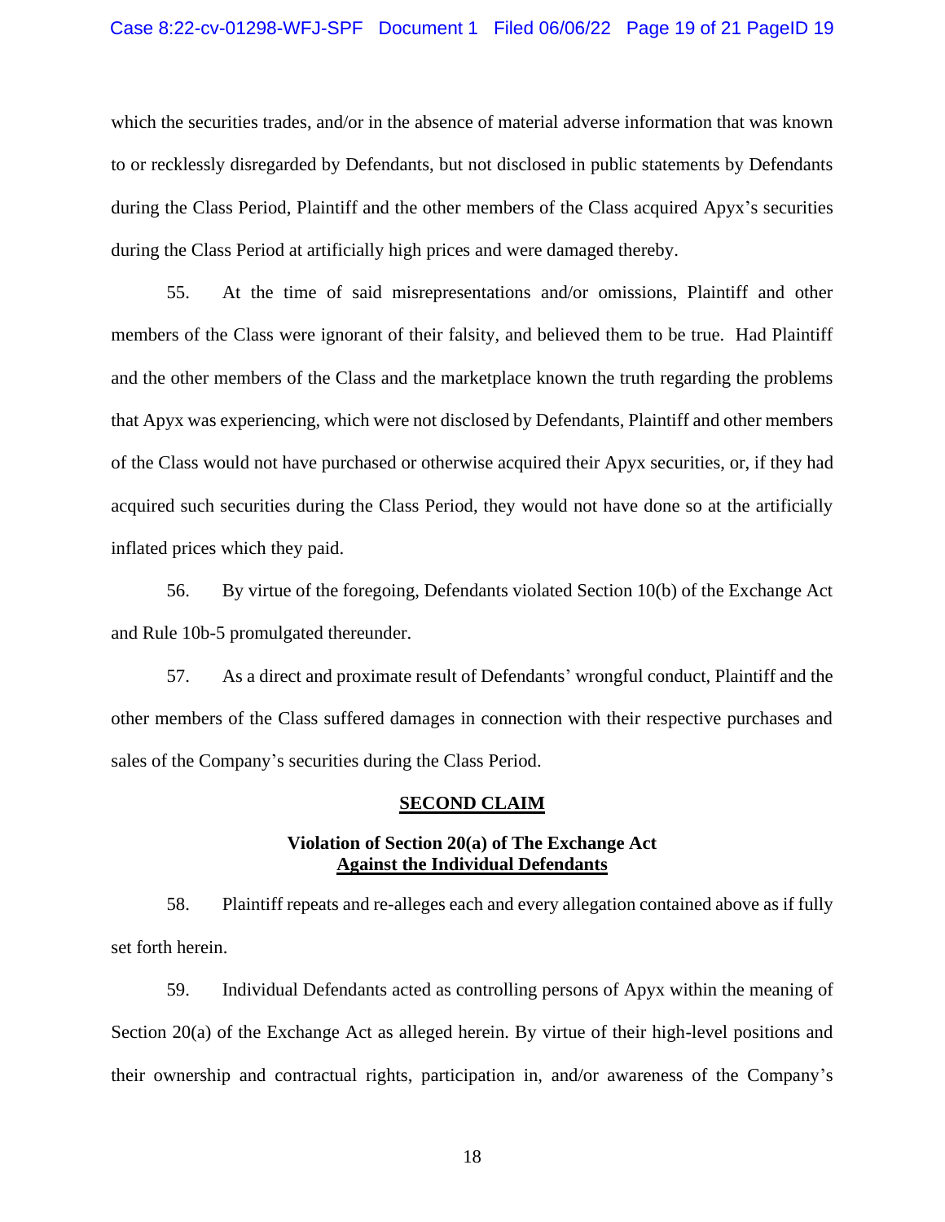which the securities trades, and/or in the absence of material adverse information that was known to or recklessly disregarded by Defendants, but not disclosed in public statements by Defendants during the Class Period, Plaintiff and the other members of the Class acquired Apyx's securities during the Class Period at artificially high prices and were damaged thereby.

55. At the time of said misrepresentations and/or omissions, Plaintiff and other members of the Class were ignorant of their falsity, and believed them to be true. Had Plaintiff and the other members of the Class and the marketplace known the truth regarding the problems that Apyx was experiencing, which were not disclosed by Defendants, Plaintiff and other members of the Class would not have purchased or otherwise acquired their Apyx securities, or, if they had acquired such securities during the Class Period, they would not have done so at the artificially inflated prices which they paid.

56. By virtue of the foregoing, Defendants violated Section 10(b) of the Exchange Act and Rule 10b-5 promulgated thereunder.

57. As a direct and proximate result of Defendants' wrongful conduct, Plaintiff and the other members of the Class suffered damages in connection with their respective purchases and sales of the Company's securities during the Class Period.

## SECOND CLAIM

### Violation of Section 20(a) of The Exchange Act Against the Individual Defendants

58. Plaintiff repeats and re-alleges each and every allegation contained above as if fully set forth herein.

59. Individual Defendants acted as controlling persons of Apyx within the meaning of Section 20(a) of the Exchange Act as alleged herein. By virtue of their high-level positions and their ownership and contractual rights, participation in, and/or awareness of the Company's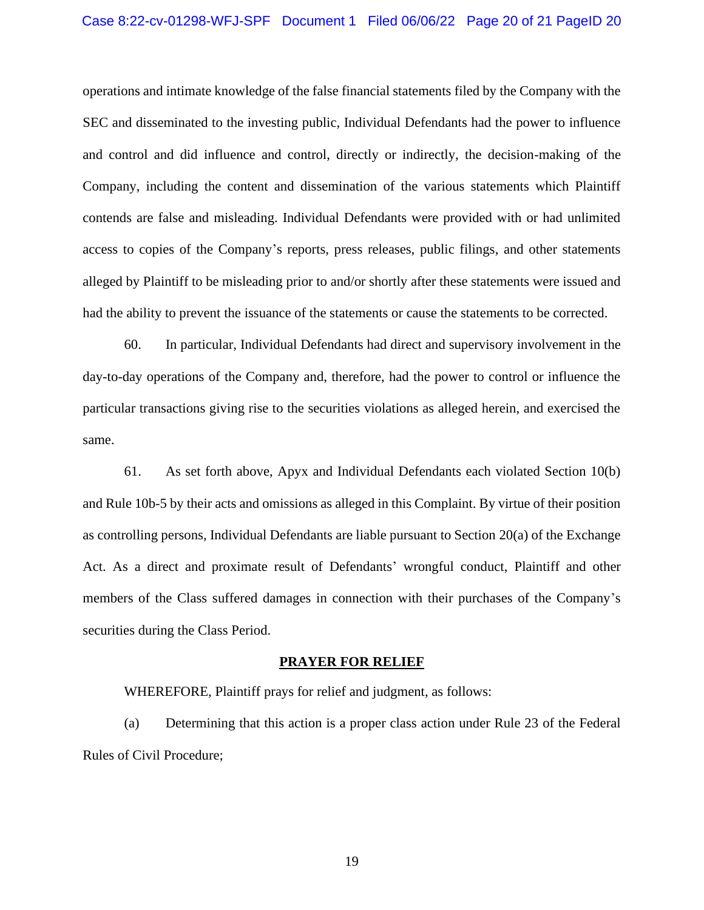operations and intimate knowledge of the false financial statements filed by the Company with the SEC and disseminated to the investing public, Individual Defendants had the power to influence and control and did influence and control, directly or indirectly, the decision-making of the Company, including the content and dissemination of the various statements which Plaintiff contends are false and misleading. Individual Defendants were provided with or had unlimited access to copies of the Company's reports, press releases, public filings, and other statements alleged by Plaintiff to be misleading prior to and/or shortly after these statements were issued and had the ability to prevent the issuance of the statements or cause the statements to be corrected.

60. In particular, Individual Defendants had direct and supervisory involvement in the day-to-day operations of the Company and, therefore, had the power to control or influence the particular transactions giving rise to the securities violations as alleged herein, and exercised the same.

61. As set forth above, Apyx and Individual Defendants each violated Section 10(b) and Rule 10b-5 by their acts and omissions as alleged in this Complaint. By virtue of their position as controlling persons, Individual Defendants are liable pursuant to Section 20(a) of the Exchange Act. As a direct and proximate result of Defendants' wrongful conduct, Plaintiff and other members of the Class suffered damages in connection with their purchases of the Company's securities during the Class Period.

## PRAYER FOR RELIEF

WHEREFORE, Plaintiff prays for relief and judgment, as follows:

(a) Determining that this action is a proper class action under Rule 23 of the Federal Rules of Civil Procedure;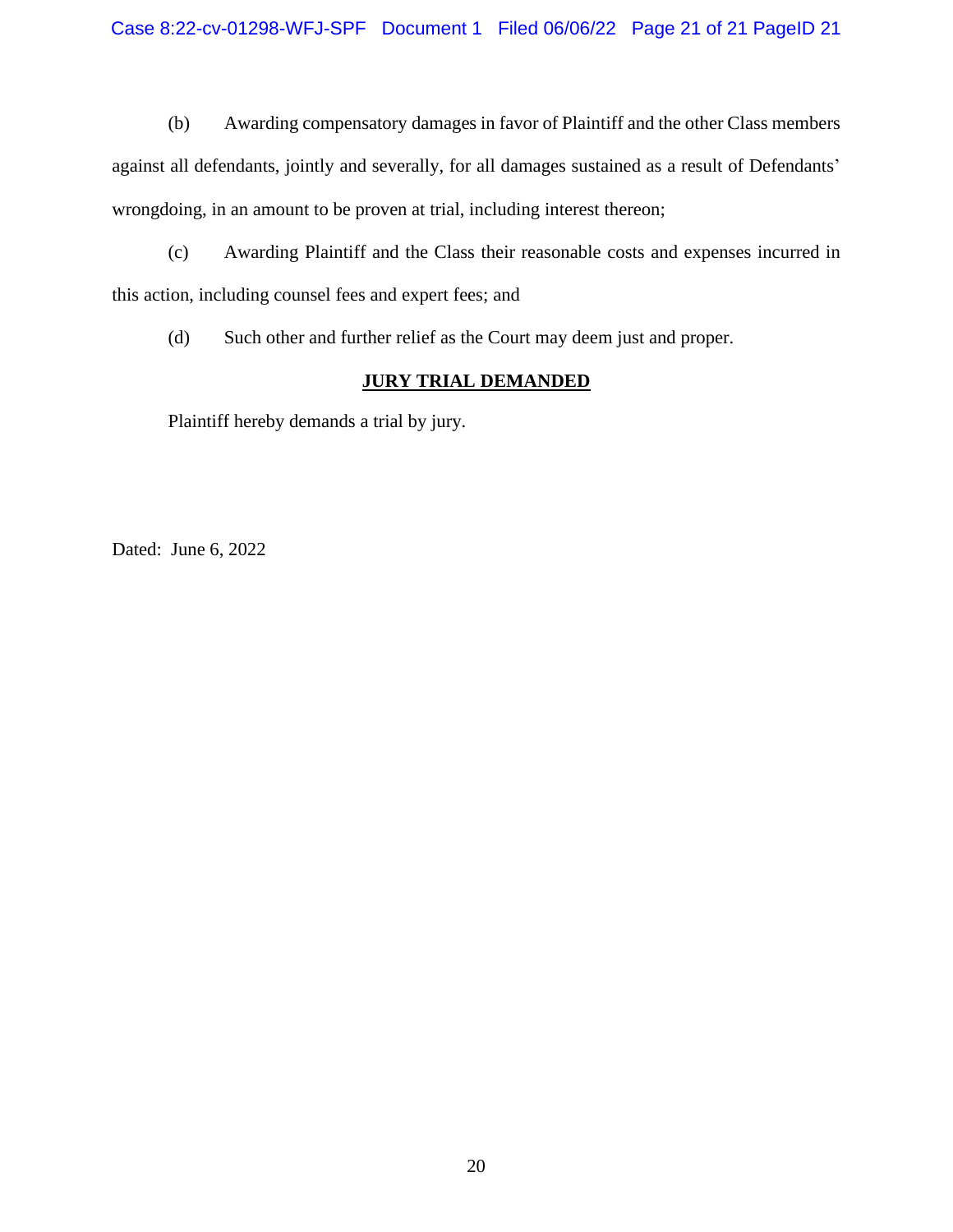(b) Awarding compensatory damages in favor of Plaintiff and the other Class members against all defendants, jointly and severally, for all damages sustained as a result of Defendants' wrongdoing, in an amount to be proven at trial, including interest thereon;

(c) Awarding Plaintiff and the Class their reasonable costs and expenses incurred in this action, including counsel fees and expert fees; and

(d) Such other and further relief as the Court may deem just and proper.

**JURY TRIAL DEMANDED**

Plaintiff hereby demands a trial by jury.

Dated: June 6, 2022